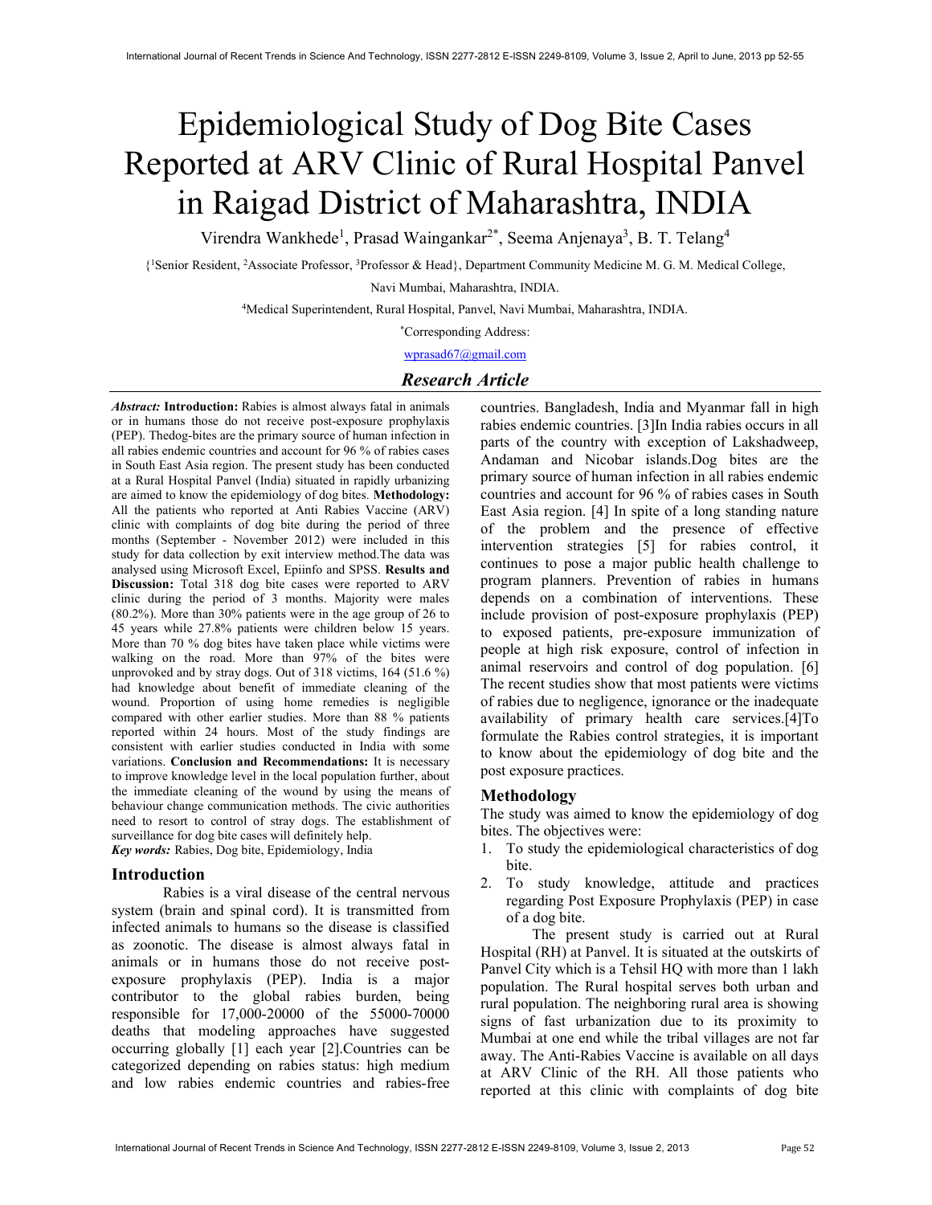# Epidemiological Study of Dog Bite Cases Reported at ARV Clinic of Rural Hospital Panvel in Raigad District of Maharashtra, INDIA

Virendra Wankhede[1], Prasad Waingankar[2*], Seema Anjenaya[3], B. T. Telang[4]

{[1]Senior Resident, [2]Associate Professor, [3]Professor & Head}, Department Community Medicine M. G. M. Medical College, Navi Mumbai, Maharashtra, INDIA.

[4]Medical Superintendent, Rural Hospital, Panvel, Navi Mumbai, Maharashtra, INDIA.

*Corresponding Address:

wprasad67@gmail.com

***Research Article***

***Abstract:*** **Introduction:** Rabies is almost always fatal in animals or in humans those do not receive post-exposure prophylaxis (PEP). Thedog-bites are the primary source of human infection in all rabies endemic countries and account for 96 % of rabies cases in South East Asia region. The present study has been conducted at a Rural Hospital Panvel (India) situated in rapidly urbanizing are aimed to know the epidemiology of dog bites. **Methodology:** All the patients who reported at Anti Rabies Vaccine (ARV) clinic with complaints of dog bite during the period of three months (September - November 2012) were included in this study for data collection by exit interview method.The data was analysed using Microsoft Excel, Epiinfo and SPSS. **Results and Discussion:** Total 318 dog bite cases were reported to ARV clinic during the period of 3 months. Majority were males (80.2%). More than 30% patients were in the age group of 26 to 45 years while 27.8% patients were children below 15 years. More than 70 % dog bites have taken place while victims were walking on the road. More than 97% of the bites were unprovoked and by stray dogs. Out of 318 victims, 164 (51.6 %) had knowledge about benefit of immediate cleaning of the wound. Proportion of using home remedies is negligible compared with other earlier studies. More than 88 % patients reported within 24 hours. Most of the study findings are consistent with earlier studies conducted in India with some variations. **Conclusion and Recommendations:** It is necessary to improve knowledge level in the local population further, about the immediate cleaning of the wound by using the means of behaviour change communication methods. The civic authorities need to resort to control of stray dogs. The establishment of surveillance for dog bite cases will definitely help.

***Key words:*** Rabies, Dog bite, Epidemiology, India

## Introduction

Rabies is a viral disease of the central nervous system (brain and spinal cord). It is transmitted from infected animals to humans so the disease is classified as zoonotic. The disease is almost always fatal in animals or in humans those do not receive post-exposure prophylaxis (PEP). India is a major contributor to the global rabies burden, being responsible for 17,000-20000 of the 55000-70000 deaths that modeling approaches have suggested occurring globally [1] each year [2].Countries can be categorized depending on rabies status: high medium and low rabies endemic countries and rabies-free countries. Bangladesh, India and Myanmar fall in high rabies endemic countries. [3]In India rabies occurs in all parts of the country with exception of Lakshadweep, Andaman and Nicobar islands.Dog bites are the primary source of human infection in all rabies endemic countries and account for 96 % of rabies cases in South East Asia region. [4] In spite of a long standing nature of the problem and the presence of effective intervention strategies [5] for rabies control, it continues to pose a major public health challenge to program planners. Prevention of rabies in humans depends on a combination of interventions. These include provision of post-exposure prophylaxis (PEP) to exposed patients, pre-exposure immunization of people at high risk exposure, control of infection in animal reservoirs and control of dog population. [6] The recent studies show that most patients were victims of rabies due to negligence, ignorance or the inadequate availability of primary health care services.[4]To formulate the Rabies control strategies, it is important to know about the epidemiology of dog bite and the post exposure practices.

## Methodology

The study was aimed to know the epidemiology of dog bites. The objectives were:

1. To study the epidemiological characteristics of dog bite.
2. To study knowledge, attitude and practices regarding Post Exposure Prophylaxis (PEP) in case of a dog bite.

The present study is carried out at Rural Hospital (RH) at Panvel. It is situated at the outskirts of Panvel City which is a Tehsil HQ with more than 1 lakh population. The Rural hospital serves both urban and rural population. The neighboring rural area is showing signs of fast urbanization due to its proximity to Mumbai at one end while the tribal villages are not far away. The Anti-Rabies Vaccine is available on all days at ARV Clinic of the RH. All those patients who reported at this clinic with complaints of dog bite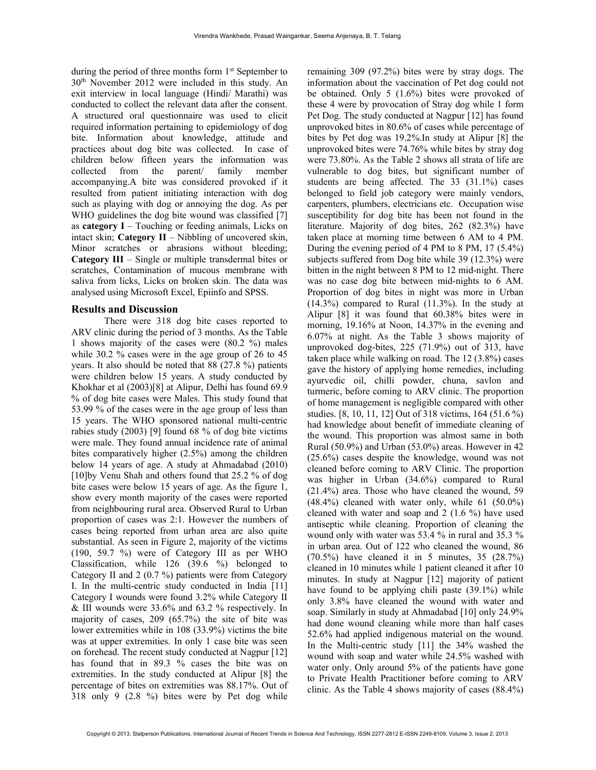during the period of three months form 1st September to 30th November 2012 were included in this study. An exit interview in local language (Hindi/ Marathi) was conducted to collect the relevant data after the consent. A structured oral questionnaire was used to elicit required information pertaining to epidemiology of dog bite. Information about knowledge, attitude and practices about dog bite was collected. In case of children below fifteen years the information was collected from the parent/ family member accompanying.A bite was considered provoked if it resulted from patient initiating interaction with dog such as playing with dog or annoying the dog. As per WHO guidelines the dog bite wound was classified [7] as **category I** – Touching or feeding animals, Licks on intact skin; **Category II** – Nibbling of uncovered skin, Minor scratches or abrasions without bleeding; **Category III** – Single or multiple transdermal bites or scratches, Contamination of mucous membrane with saliva from licks, Licks on broken skin. The data was analysed using Microsoft Excel, Epiinfo and SPSS.

## Results and Discussion

There were 318 dog bite cases reported to ARV clinic during the period of 3 months. As the Table 1 shows majority of the cases were (80.2 %) males while 30.2 % cases were in the age group of 26 to 45 years. It also should be noted that 88 (27.8 %) patients were children below 15 years. A study conducted by Khokhar et al (2003)[8] at Alipur, Delhi has found 69.9 % of dog bite cases were Males. This study found that 53.99 % of the cases were in the age group of less than 15 years. The WHO sponsored national multi-centric rabies study (2003) [9] found 68 % of dog bite victims were male. They found annual incidence rate of animal bites comparatively higher (2.5%) among the children below 14 years of age. A study at Ahmadabad (2010) [10]by Venu Shah and others found that 25.2 % of dog bite cases were below 15 years of age. As the figure 1, show every month majority of the cases were reported from neighbouring rural area. Observed Rural to Urban proportion of cases was 2:1. However the numbers of cases being reported from urban area are also quite substantial. As seen in Figure 2, majority of the victims (190, 59.7 %) were of Category III as per WHO Classification, while 126 (39.6 %) belonged to Category II and 2 (0.7 %) patients were from Category I. In the multi-centric study conducted in India [11] Category I wounds were found 3.2% while Category II & III wounds were 33.6% and 63.2 % respectively. In majority of cases, 209 (65.7%) the site of bite was lower extremities while in 108 (33.9%) victims the bite was at upper extremities. In only 1 case bite was seen on forehead. The recent study conducted at Nagpur [12] has found that in 89.3 % cases the bite was on extremities. In the study conducted at Alipur [8] the percentage of bites on extremities was 88.17%. Out of 318 only 9 (2.8 %) bites were by Pet dog while remaining 309 (97.2%) bites were by stray dogs. The information about the vaccination of Pet dog could not be obtained. Only 5 (1.6%) bites were provoked of these 4 were by provocation of Stray dog while 1 form Pet Dog. The study conducted at Nagpur [12] has found unprovoked bites in 80.6% of cases while percentage of bites by Pet dog was 19.2%.In study at Alipur [8] the unprovoked bites were 74.76% while bites by stray dog were 73.80%. As the Table 2 shows all strata of life are vulnerable to dog bites, but significant number of students are being affected. The 33 (31.1%) cases belonged to field job category were mainly vendors, carpenters, plumbers, electricians etc. Occupation wise susceptibility for dog bite has been not found in the literature. Majority of dog bites, 262 (82.3%) have taken place at morning time between 6 AM to 4 PM. During the evening period of 4 PM to 8 PM, 17 (5.4%) subjects suffered from Dog bite while 39 (12.3%) were bitten in the night between 8 PM to 12 mid-night. There was no case dog bite between mid-nights to 6 AM. Proportion of dog bites in night was more in Urban (14.3%) compared to Rural (11.3%). In the study at Alipur [8] it was found that 60.38% bites were in morning, 19.16% at Noon, 14.37% in the evening and 6.07% at night. As the Table 3 shows majority of unprovoked dog-bites, 225 (71.9%) out of 313, have taken place while walking on road. The 12 (3.8%) cases gave the history of applying home remedies, including ayurvedic oil, chilli powder, chuna, savlon and turmeric, before coming to ARV clinic. The proportion of home management is negligible compared with other studies. [8, 10, 11, 12] Out of 318 victims, 164 (51.6 %) had knowledge about benefit of immediate cleaning of the wound. This proportion was almost same in both Rural (50.9%) and Urban (53.0%) areas. However in 42 (25.6%) cases despite the knowledge, wound was not cleaned before coming to ARV Clinic. The proportion was higher in Urban (34.6%) compared to Rural (21.4%) area. Those who have cleaned the wound, 59 (48.4%) cleaned with water only, while 61 (50.0%) cleaned with water and soap and 2 (1.6 %) have used antiseptic while cleaning. Proportion of cleaning the wound only with water was 53.4 % in rural and 35.3 % in urban area. Out of 122 who cleaned the wound, 86 (70.5%) have cleaned it in 5 minutes, 35 (28.7%) cleaned in 10 minutes while 1 patient cleaned it after 10 minutes. In study at Nagpur [12] majority of patient have found to be applying chili paste (39.1%) while only 3.8% have cleaned the wound with water and soap. Similarly in study at Ahmadabad [10] only 24.9% had done wound cleaning while more than half cases 52.6% had applied indigenous material on the wound. In the Multi-centric study [11] the 34% washed the wound with soap and water while 24.5% washed with water only. Only around 5% of the patients have gone to Private Health Practitioner before coming to ARV clinic. As the Table 4 shows majority of cases (88.4%)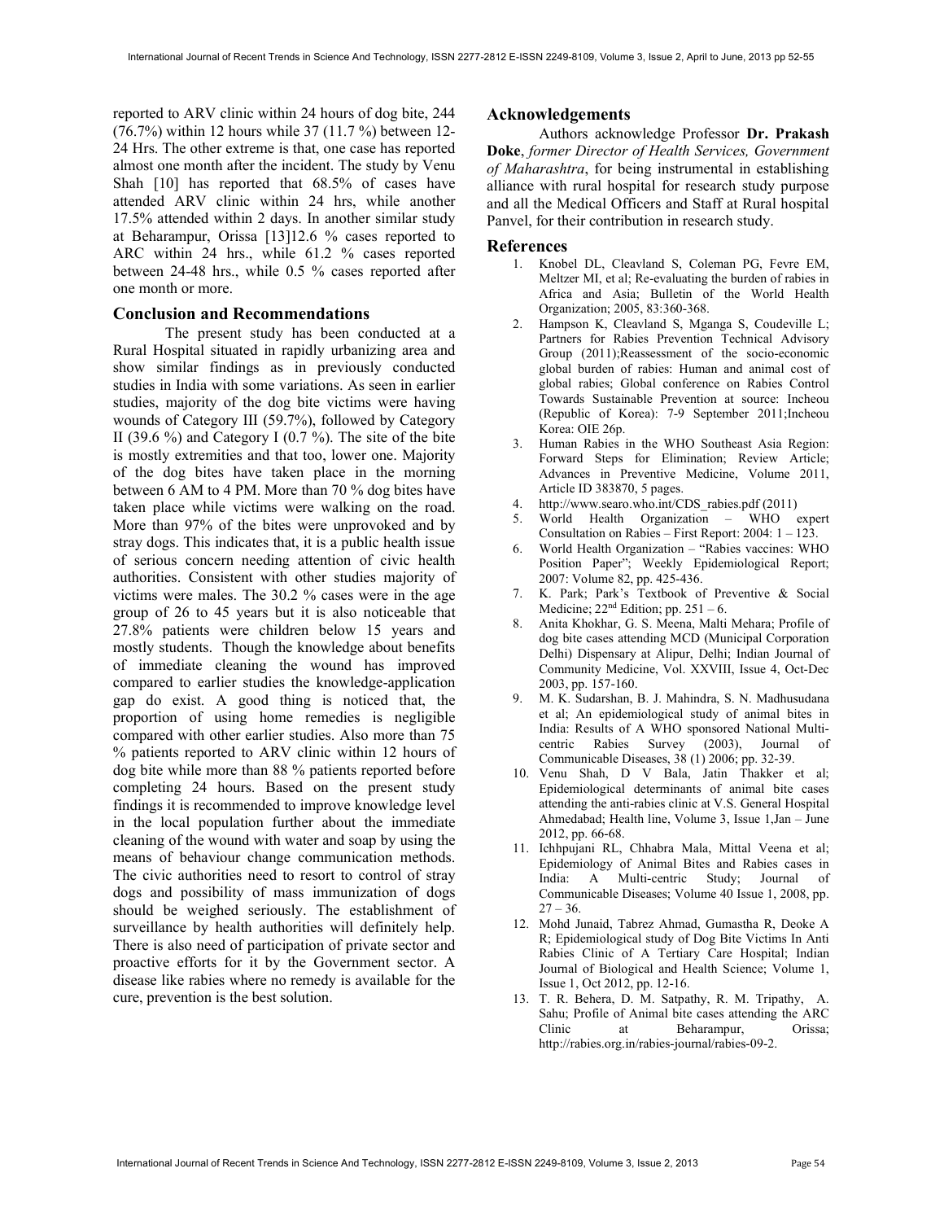reported to ARV clinic within 24 hours of dog bite, 244 (76.7%) within 12 hours while 37 (11.7 %) between 12-24 Hrs. The other extreme is that, one case has reported almost one month after the incident. The study by Venu Shah [10] has reported that 68.5% of cases have attended ARV clinic within 24 hrs, while another 17.5% attended within 2 days. In another similar study at Beharampur, Orissa [13]12.6 % cases reported to ARC within 24 hrs., while 61.2 % cases reported between 24-48 hrs., while 0.5 % cases reported after one month or more.

## Conclusion and Recommendations

The present study has been conducted at a Rural Hospital situated in rapidly urbanizing area and show similar findings as in previously conducted studies in India with some variations. As seen in earlier studies, majority of the dog bite victims were having wounds of Category III (59.7%), followed by Category II (39.6 %) and Category I (0.7 %). The site of the bite is mostly extremities and that too, lower one. Majority of the dog bites have taken place in the morning between 6 AM to 4 PM. More than 70 % dog bites have taken place while victims were walking on the road. More than 97% of the bites were unprovoked and by stray dogs. This indicates that, it is a public health issue of serious concern needing attention of civic health authorities. Consistent with other studies majority of victims were males. The 30.2 % cases were in the age group of 26 to 45 years but it is also noticeable that 27.8% patients were children below 15 years and mostly students. Though the knowledge about benefits of immediate cleaning the wound has improved compared to earlier studies the knowledge-application gap do exist. A good thing is noticed that, the proportion of using home remedies is negligible compared with other earlier studies. Also more than 75 % patients reported to ARV clinic within 12 hours of dog bite while more than 88 % patients reported before completing 24 hours. Based on the present study findings it is recommended to improve knowledge level in the local population further about the immediate cleaning of the wound with water and soap by using the means of behaviour change communication methods. The civic authorities need to resort to control of stray dogs and possibility of mass immunization of dogs should be weighed seriously. The establishment of surveillance by health authorities will definitely help. There is also need of participation of private sector and proactive efforts for it by the Government sector. A disease like rabies where no remedy is available for the cure, prevention is the best solution.

## Acknowledgements

Authors acknowledge Professor **Dr. Prakash Doke**, *former Director of Health Services, Government of Maharashtra*, for being instrumental in establishing alliance with rural hospital for research study purpose and all the Medical Officers and Staff at Rural hospital Panvel, for their contribution in research study.

## References

1. Knobel DL, Cleavland S, Coleman PG, Fevre EM, Meltzer MI, et al; Re-evaluating the burden of rabies in Africa and Asia; Bulletin of the World Health Organization; 2005, 83:360-368.
2. Hampson K, Cleavland S, Mganga S, Coudeville L; Partners for Rabies Prevention Technical Advisory Group (2011);Reassessment of the socio-economic global burden of rabies: Human and animal cost of global rabies; Global conference on Rabies Control Towards Sustainable Prevention at source: Incheou (Republic of Korea): 7-9 September 2011;Incheou Korea: OIE 26p.
3. Human Rabies in the WHO Southeast Asia Region: Forward Steps for Elimination; Review Article; Advances in Preventive Medicine, Volume 2011, Article ID 383870, 5 pages.
4. http://www.searo.who.int/CDS_rabies.pdf (2011)
5. World Health Organization – WHO expert Consultation on Rabies – First Report: 2004: 1 – 123.
6. World Health Organization – "Rabies vaccines: WHO Position Paper"; Weekly Epidemiological Report; 2007: Volume 82, pp. 425-436.
7. K. Park; Park's Textbook of Preventive & Social Medicine; 22nd Edition; pp. 251 – 6.
8. Anita Khokhar, G. S. Meena, Malti Mehara; Profile of dog bite cases attending MCD (Municipal Corporation Delhi) Dispensary at Alipur, Delhi; Indian Journal of Community Medicine, Vol. XXVIII, Issue 4, Oct-Dec 2003, pp. 157-160.
9. M. K. Sudarshan, B. J. Mahindra, S. N. Madhusudana et al; An epidemiological study of animal bites in India: Results of A WHO sponsored National Multi-centric Rabies Survey (2003), Journal of Communicable Diseases, 38 (1) 2006; pp. 32-39.
10. Venu Shah, D V Bala, Jatin Thakker et al; Epidemiological determinants of animal bite cases attending the anti-rabies clinic at V.S. General Hospital Ahmedabad; Health line, Volume 3, Issue 1,Jan – June 2012, pp. 66-68.
11. Ichhpujani RL, Chhabra Mala, Mittal Veena et al; Epidemiology of Animal Bites and Rabies cases in India: A Multi-centric Study; Journal of Communicable Diseases; Volume 40 Issue 1, 2008, pp. 27 – 36.
12. Mohd Junaid, Tabrez Ahmad, Gumastha R, Deoke A R; Epidemiological study of Dog Bite Victims In Anti Rabies Clinic of A Tertiary Care Hospital; Indian Journal of Biological and Health Science; Volume 1, Issue 1, Oct 2012, pp. 12-16.
13. T. R. Behera, D. M. Satpathy, R. M. Tripathy, A. Sahu; Profile of Animal bite cases attending the ARC Clinic at Beharampur, Orissa; http://rabies.org.in/rabies-journal/rabies-09-2.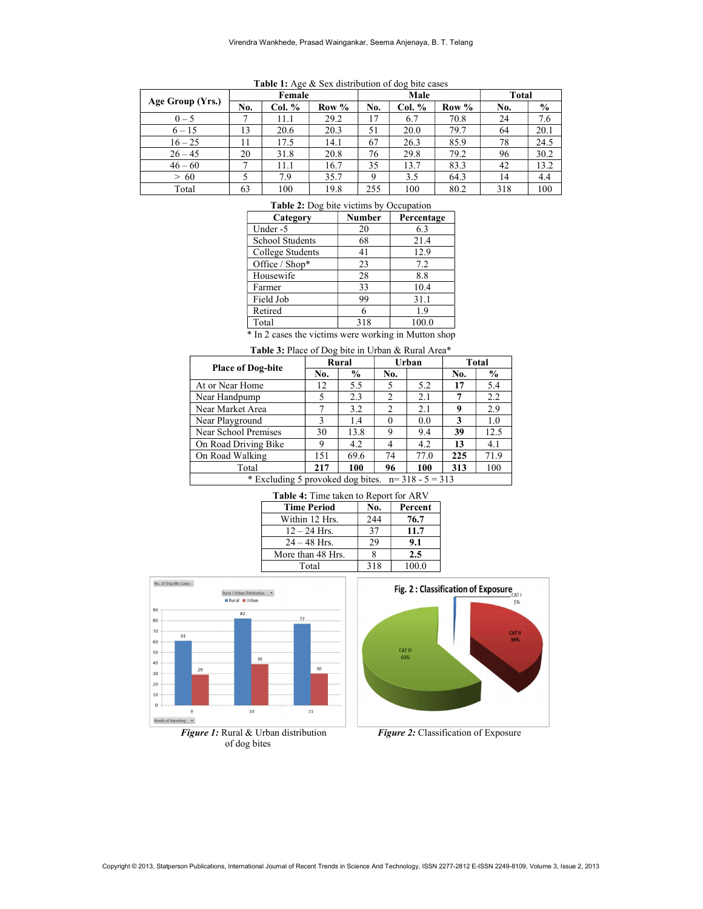**Table 1:** Age & Sex distribution of dog bite cases

| Age Group (Yrs.) | Female | | | Male | | | Total | |
|---|---|---|---|---|---|---|---|---|
| | No. | Col. % | Row % | No. | Col. % | Row % | No. | % |
| 0 – 5 | 7 | 11.1 | 29.2 | 17 | 6.7 | 70.8 | 24 | 7.6 |
| 6 – 15 | 13 | 20.6 | 20.3 | 51 | 20.0 | 79.7 | 64 | 20.1 |
| 16 – 25 | 11 | 17.5 | 14.1 | 67 | 26.3 | 85.9 | 78 | 24.5 |
| 26 – 45 | 20 | 31.8 | 20.8 | 76 | 29.8 | 79.2 | 96 | 30.2 |
| 46 – 60 | 7 | 11.1 | 16.7 | 35 | 13.7 | 83.3 | 42 | 13.2 |
| > 60 | 5 | 7.9 | 35.7 | 9 | 3.5 | 64.3 | 14 | 4.4 |
| Total | 63 | 100 | 19.8 | 255 | 100 | 80.2 | 318 | 100 |

**Table 2:** Dog bite victims by Occupation

| Category | Number | Percentage |
|---|---|---|
| Under -5 | 20 | 6.3 |
| School Students | 68 | 21.4 |
| College Students | 41 | 12.9 |
| Office / Shop* | 23 | 7.2 |
| Housewife | 28 | 8.8 |
| Farmer | 33 | 10.4 |
| Field Job | 99 | 31.1 |
| Retired | 6 | 1.9 |
| Total | 318 | 100.0 |

* In 2 cases the victims were working in Mutton shop

**Table 3:** Place of Dog bite in Urban & Rural Area*

| Place of Dog-bite | Rural | | Urban | | Total | |
|---|---|---|---|---|---|---|
| | No. | % | No. | | No. | % |
| At or Near Home | 12 | 5.5 | 5 | 5.2 | **17** | 5.4 |
| Near Handpump | 5 | 2.3 | 2 | 2.1 | **7** | 2.2 |
| Near Market Area | 7 | 3.2 | 2 | 2.1 | **9** | 2.9 |
| Near Playground | 3 | 1.4 | 0 | 0.0 | **3** | 1.0 |
| Near School Premises | 30 | 13.8 | 9 | 9.4 | **39** | 12.5 |
| On Road Driving Bike | 9 | 4.2 | 4 | 4.2 | **13** | 4.1 |
| On Road Walking | 151 | 69.6 | 74 | 77.0 | **225** | 71.9 |
| Total | **217** | **100** | **96** | **100** | **313** | 100 |

* Excluding 5 provoked dog bites. n= 318 - 5 = 313

**Table 4:** Time taken to Report for ARV

| Time Period | No. | Percent |
|---|---|---|
| Within 12 Hrs. | 244 | **76.7** |
| 12 – 24 Hrs. | 37 | **11.7** |
| 24 – 48 Hrs. | 29 | **9.1** |
| More than 48 Hrs. | 8 | **2.5** |
| Total | 318 | 100.0 |

No. of Dog Bite Cases

Rural / Urban Distribution

Rural Urban

90
80
70
60
50
40
30
20
10
0

61
29
82
39
77
30

9
10
11

Month of Reporting

***Figure 1:*** Rural & Urban distribution of dog bites

**Fig. 2 : Classification of Exposure**

CAT I
1%

CAT II
39%

CAT III
60%

***Figure 2:*** Classification of Exposure